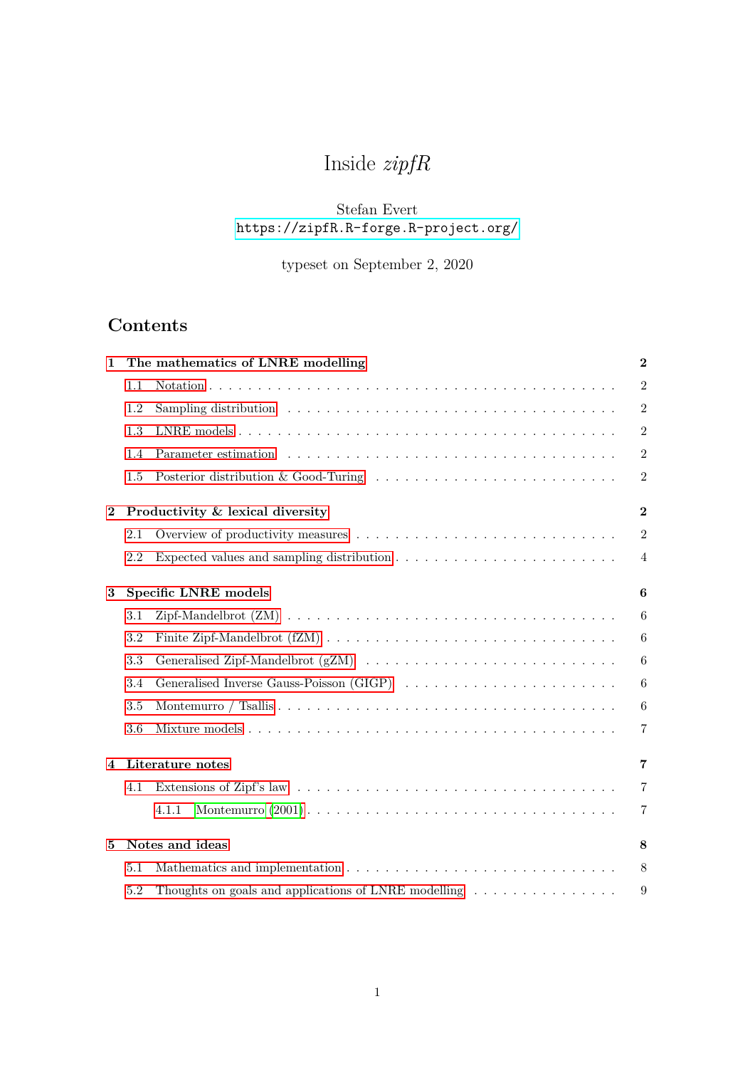# Inside *zipfR*

Stefan Evert

https://zipfR.R-forge.R-project.org/

typeset on September 2, 2020

## Contents

**1 The mathematics of LNRE modelling** **2**

- 1.1 Notation . . . . . 2
- 1.2 Sampling distribution . . . . . 2
- 1.3 LNRE models . . . . . 2
- 1.4 Parameter estimation . . . . . 2
- 1.5 Posterior distribution & Good-Turing . . . . . 2

**2 Productivity & lexical diversity** **2**

- 2.1 Overview of productivity measures . . . . . 2
- 2.2 Expected values and sampling distribution . . . . . 4

**3 Specific LNRE models** **6**

- 3.1 Zipf-Mandelbrot (ZM) . . . . . 6
- 3.2 Finite Zipf-Mandelbrot (fZM) . . . . . 6
- 3.3 Generalised Zipf-Mandelbrot (gZM) . . . . . 6
- 3.4 Generalised Inverse Gauss-Poisson (GIGP) . . . . . 6
- 3.5 Montemurro / Tsallis . . . . . 6
- 3.6 Mixture models . . . . . 7

**4 Literature notes** **7**

- 4.1 Extensions of Zipf's law . . . . . 7
  - 4.1.1 Montemurro (2001) . . . . . 7

**5 Notes and ideas** **8**

- 5.1 Mathematics and implementation . . . . . 8
- 5.2 Thoughts on goals and applications of LNRE modelling . . . . . 9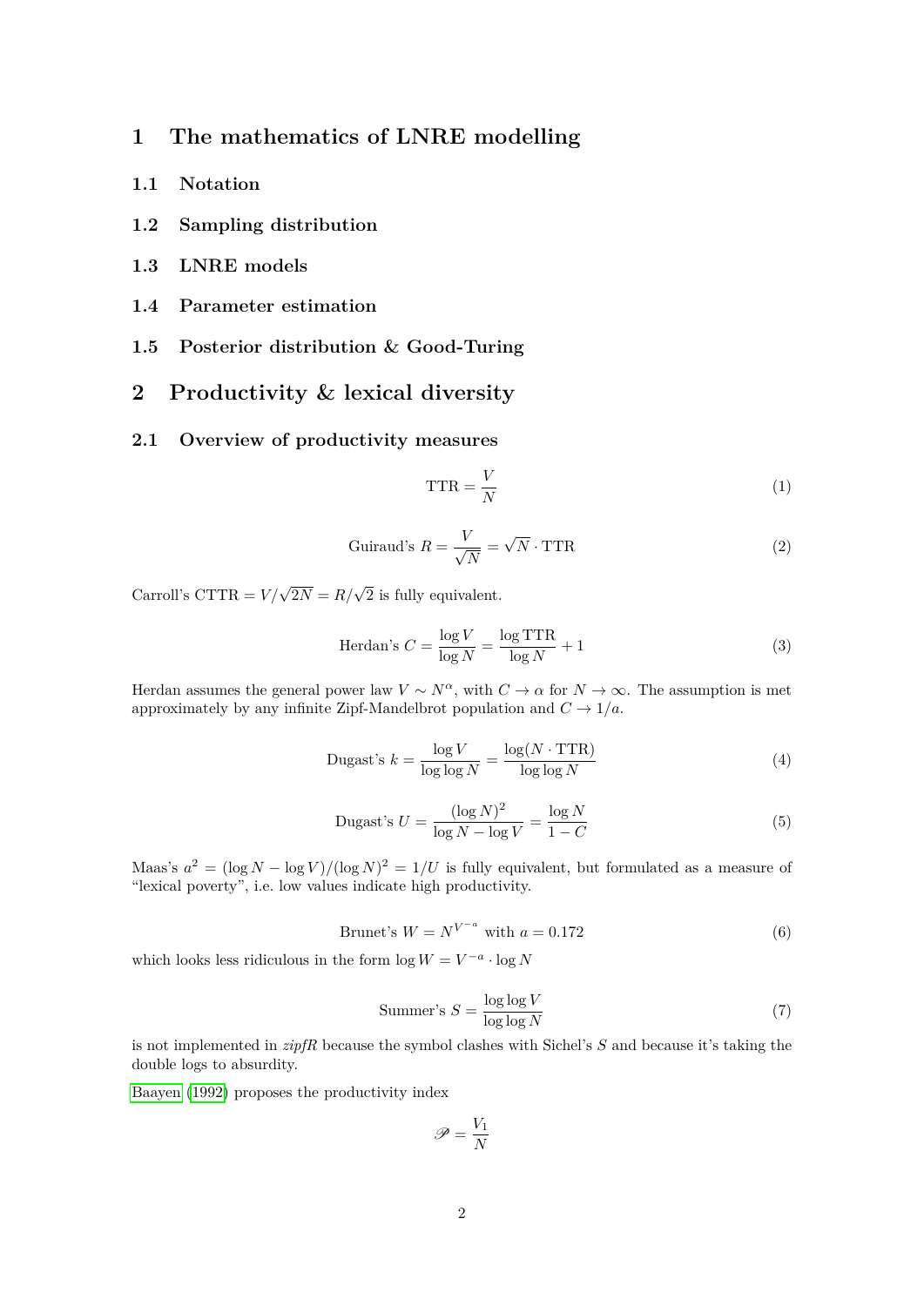# 1 The mathematics of LNRE modelling

## 1.1 Notation

## 1.2 Sampling distribution

## 1.3 LNRE models

## 1.4 Parameter estimation

## 1.5 Posterior distribution & Good-Turing

# 2 Productivity & lexical diversity

## 2.1 Overview of productivity measures

$$\text{TTR} = \frac{V}{N} \tag{1}$$

$$\text{Guiraud's } R = \frac{V}{\sqrt{N}} = \sqrt{N} \cdot \text{TTR} \tag{2}$$

Carroll's $\text{CTTR} = V/\sqrt{2N} = R/\sqrt{2}$ is fully equivalent.

$$\text{Herdan's } C = \frac{\log V}{\log N} = \frac{\log \text{TTR}}{\log N} + 1 \tag{3}$$

Herdan assumes the general power law $V \sim N^{\alpha}$, with $C \to \alpha$ for $N \to \infty$. The assumption is met approximately by any infinite Zipf-Mandelbrot population and $C \to 1/a$.

$$\text{Dugast's } k = \frac{\log V}{\log \log N} = \frac{\log(N \cdot \text{TTR})}{\log \log N} \tag{4}$$

$$\text{Dugast's } U = \frac{(\log N)^2}{\log N - \log V} = \frac{\log N}{1 - C} \tag{5}$$

Maas's $a^2 = (\log N - \log V)/(\log N)^2 = 1/U$ is fully equivalent, but formulated as a measure of "lexical poverty", i.e. low values indicate high productivity.

$$\text{Brunet's } W = N^{V^{-a}} \text{ with } a = 0.172 \tag{6}$$

which looks less ridiculous in the form $\log W = V^{-a} \cdot \log N$

$$\text{Summer's } S = \frac{\log \log V}{\log \log N} \tag{7}$$

is not implemented in *zipfR* because the symbol clashes with Sichel's $S$ and because it's taking the double logs to absurdity.

Baayen (1992) proposes the productivity index

$$\mathscr{P} = \frac{V_1}{N}$$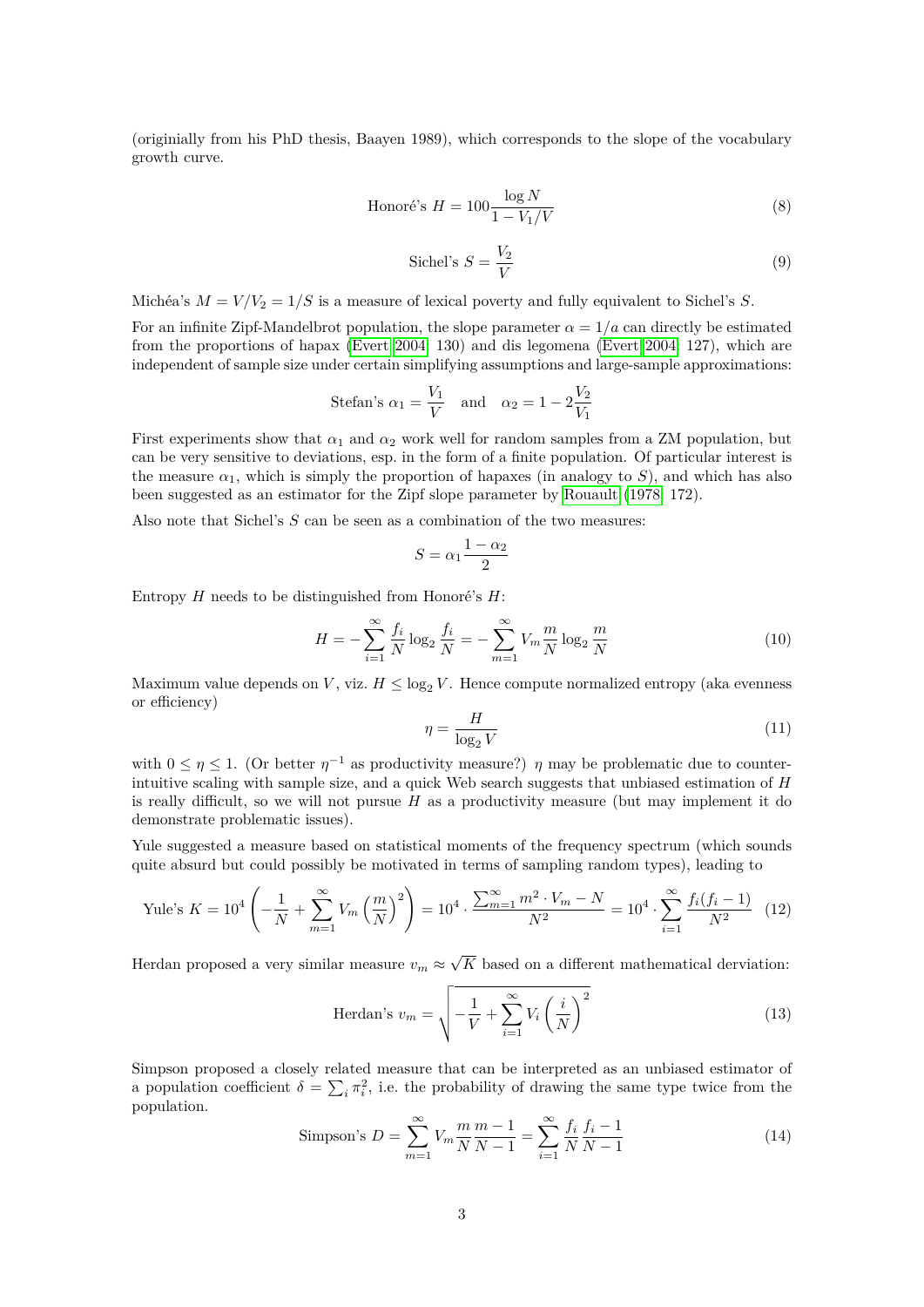(originially from his PhD thesis, Baayen 1989), which corresponds to the slope of the vocabulary growth curve.

$$\text{Honoré's } H = 100 \frac{\log N}{1 - V_1/V} \tag{8}$$

$$\text{Sichel's } S = \frac{V_2}{V} \tag{9}$$

Michéa's $M = V/V_2 = 1/S$ is a measure of lexical poverty and fully equivalent to Sichel's $S$.

For an infinite Zipf-Mandelbrot population, the slope parameter $\alpha = 1/a$ can directly be estimated from the proportions of hapax (Evert 2004, 130) and dis legomena (Evert 2004, 127), which are independent of sample size under certain simplifying assumptions and large-sample approximations:

$$\text{Stefan's } \alpha_1 = \frac{V_1}{V} \quad \text{and} \quad \alpha_2 = 1 - 2\frac{V_2}{V_1}$$

First experiments show that $\alpha_1$ and $\alpha_2$ work well for random samples from a ZM population, but can be very sensitive to deviations, esp. in the form of a finite population. Of particular interest is the measure $\alpha_1$, which is simply the proportion of hapaxes (in analogy to $S$), and which has also been suggested as an estimator for the Zipf slope parameter by Rouault (1978, 172).

Also note that Sichel's $S$ can be seen as a combination of the two measures:

$$S = \alpha_1 \frac{1 - \alpha_2}{2}$$

Entropy $H$ needs to be distinguished from Honoré's $H$:

$$H = -\sum_{i=1}^{\infty} \frac{f_i}{N} \log_2 \frac{f_i}{N} = -\sum_{m=1}^{\infty} V_m \frac{m}{N} \log_2 \frac{m}{N} \tag{10}$$

Maximum value depends on $V$, viz. $H \leq \log_2 V$. Hence compute normalized entropy (aka evenness or efficiency)

$$\eta = \frac{H}{\log_2 V} \tag{11}$$

with $0 \leq \eta \leq 1$. (Or better $\eta^{-1}$ as productivity measure?) $\eta$ may be problematic due to counter-intuitive scaling with sample size, and a quick Web search suggests that unbiased estimation of $H$ is really difficult, so we will not pursue $H$ as a productivity measure (but may implement it do demonstrate problematic issues).

Yule suggested a measure based on statistical moments of the frequency spectrum (which sounds quite absurd but could possibly be motivated in terms of sampling random types), leading to

$$\text{Yule's } K = 10^4 \left( -\frac{1}{N} + \sum_{m=1}^{\infty} V_m \left(\frac{m}{N}\right)^2 \right) = 10^4 \cdot \frac{\sum_{m=1}^{\infty} m^2 \cdot V_m - N}{N^2} = 10^4 \cdot \sum_{i=1}^{\infty} \frac{f_i(f_i - 1)}{N^2} \tag{12}$$

Herdan proposed a very similar measure $v_m \approx \sqrt{K}$ based on a different mathematical derviation:

$$\text{Herdan's } v_m = \sqrt{-\frac{1}{V} + \sum_{i=1}^{\infty} V_i \left(\frac{i}{N}\right)^2} \tag{13}$$

Simpson proposed a closely related measure that can be interpreted as an unbiased estimator of a population coefficient $\delta = \sum_i \pi_i^2$, i.e. the probability of drawing the same type twice from the population.

$$\text{Simpson's } D = \sum_{m=1}^{\infty} V_m \frac{m}{N} \frac{m-1}{N-1} = \sum_{i=1}^{\infty} \frac{f_i}{N} \frac{f_i - 1}{N-1} \tag{14}$$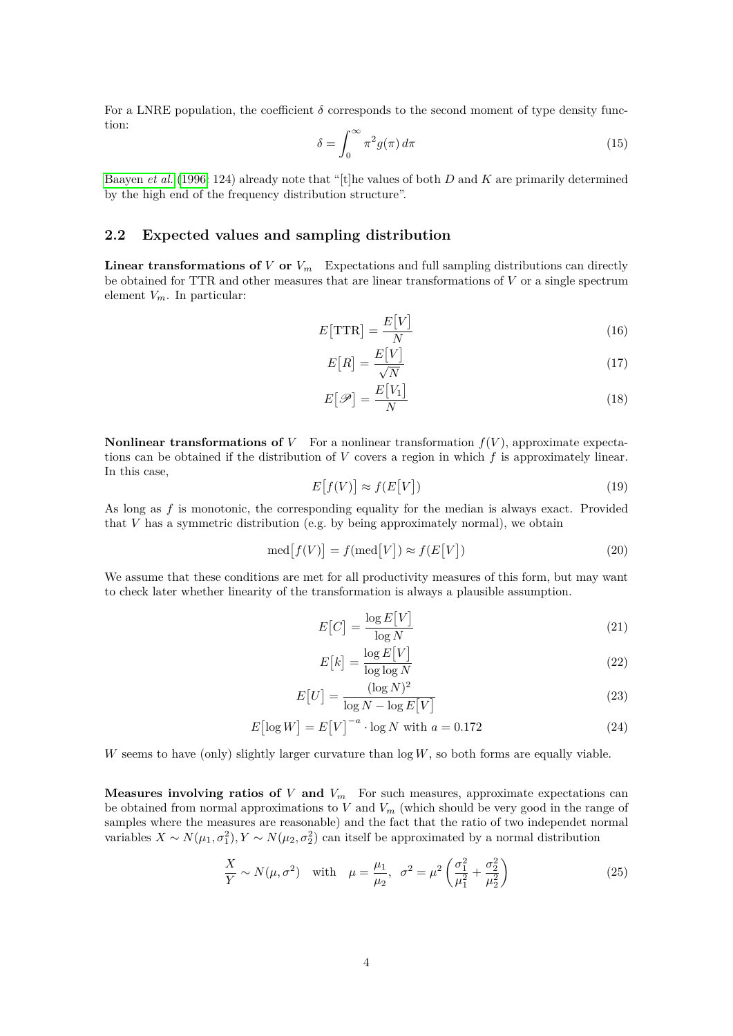For a LNRE population, the coefficient $\delta$ corresponds to the second moment of type density function:

$$\delta = \int_0^\infty \pi^2 g(\pi)\, d\pi \tag{15}$$

Baayen *et al.* (1996, 124) already note that "[t]he values of both $D$ and $K$ are primarily determined by the high end of the frequency distribution structure".

## 2.2 Expected values and sampling distribution

**Linear transformations of $V$ or $V_m$** Expectations and full sampling distributions can directly be obtained for TTR and other measures that are linear transformations of $V$ or a single spectrum element $V_m$. In particular:

$$E\big[\text{TTR}\big] = \frac{E\big[V\big]}{N} \tag{16}$$

$$E\big[R\big] = \frac{E\big[V\big]}{\sqrt{N}} \tag{17}$$

$$E\big[\mathscr{P}\big] = \frac{E\big[V_1\big]}{N} \tag{18}$$

**Nonlinear transformations of $V$** For a nonlinear transformation $f(V)$, approximate expectations can be obtained if the distribution of $V$ covers a region in which $f$ is approximately linear. In this case,

$$E\big[f(V)\big] \approx f(E\big[V\big]) \tag{19}$$

As long as $f$ is monotonic, the corresponding equality for the median is always exact. Provided that $V$ has a symmetric distribution (e.g. by being approximately normal), we obtain

$$\text{med}\big[f(V)\big] = f(\text{med}\big[V\big]) \approx f(E\big[V\big]) \tag{20}$$

We assume that these conditions are met for all productivity measures of this form, but may want to check later whether linearity of the transformation is always a plausible assumption.

$$E\big[C\big] = \frac{\log E\big[V\big]}{\log N} \tag{21}$$

$$E\big[k\big] = \frac{\log E\big[V\big]}{\log \log N} \tag{22}$$

$$E\big[U\big] = \frac{(\log N)^2}{\log N - \log E\big[V\big]} \tag{23}$$

$$E\big[\log W\big] = E\big[V\big]^{-a} \cdot \log N \text{ with } a = 0.172 \tag{24}$$

$W$ seems to have (only) slightly larger curvature than $\log W$, so both forms are equally viable.

**Measures involving ratios of $V$ and $V_m$** For such measures, approximate expectations can be obtained from normal approximations to $V$ and $V_m$ (which should be very good in the range of samples where the measures are reasonable) and the fact that the ratio of two independet normal variables $X \sim N(\mu_1, \sigma_1^2), Y \sim N(\mu_2, \sigma_2^2)$ can itself be approximated by a normal distribution

$$\frac{X}{Y} \sim N(\mu, \sigma^2) \quad \text{with} \quad \mu = \frac{\mu_1}{\mu_2}, \;\; \sigma^2 = \mu^2 \left( \frac{\sigma_1^2}{\mu_1^2} + \frac{\sigma_2^2}{\mu_2^2} \right) \tag{25}$$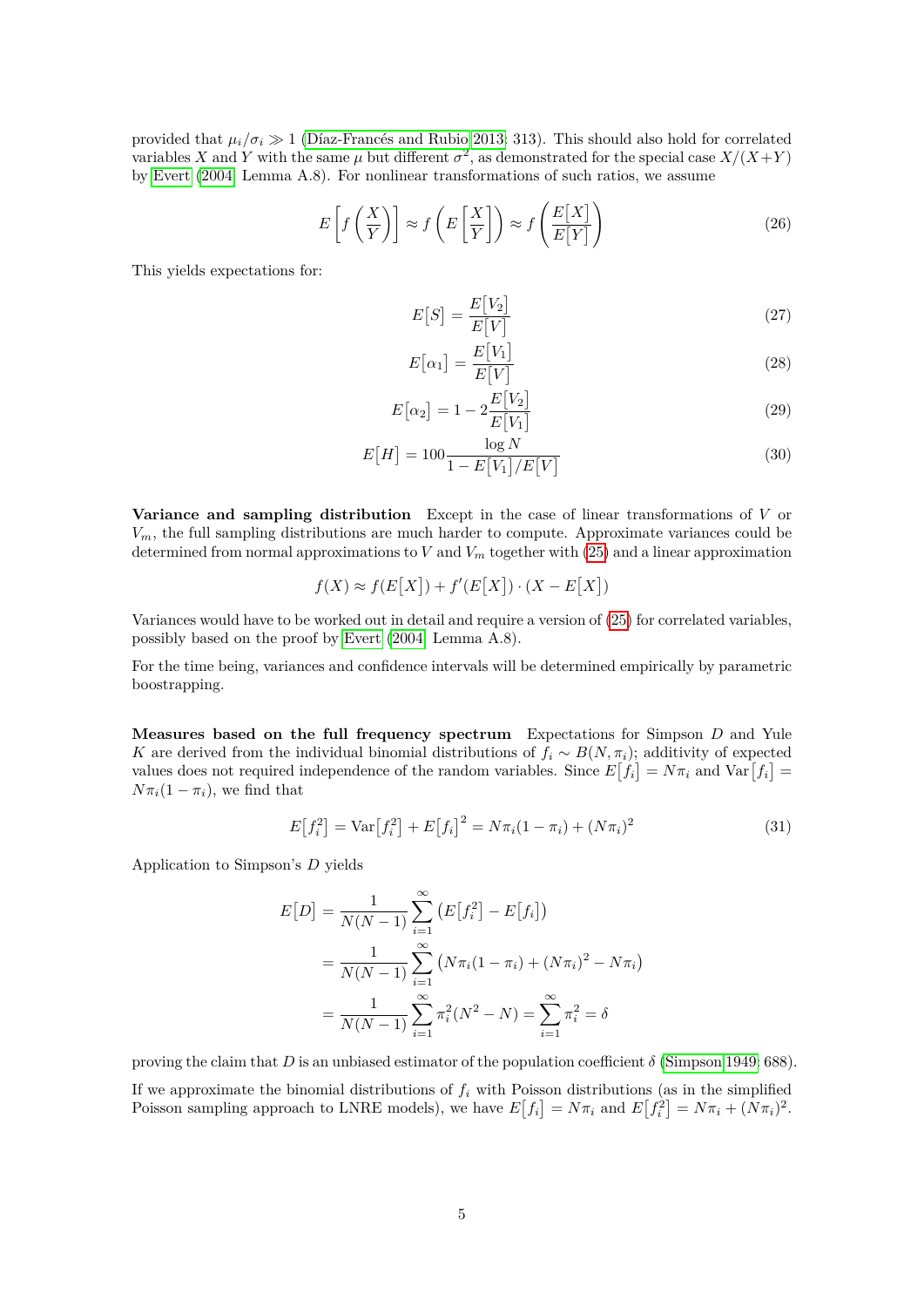provided that $\mu_i/\sigma_i \gg 1$ (Díaz-Francés and Rubio 2013: 313). This should also hold for correlated variables $X$ and $Y$ with the same $\mu$ but different $\sigma^2$, as demonstrated for the special case $X/(X+Y)$ by Evert (2004: Lemma A.8). For nonlinear transformations of such ratios, we assume

$$E\left[f\left(\frac{X}{Y}\right)\right] \approx f\left(E\left[\frac{X}{Y}\right]\right) \approx f\left(\frac{E[X]}{E[Y]}\right) \tag{26}$$

This yields expectations for:

$$E[S] = \frac{E[V_2]}{E[V]} \tag{27}$$

$$E[\alpha_1] = \frac{E[V_1]}{E[V]} \tag{28}$$

$$E[\alpha_2] = 1 - 2\frac{E[V_2]}{E[V_1]} \tag{29}$$

$$E[H] = 100\frac{\log N}{1 - E[V_1]/E[V]} \tag{30}$$

**Variance and sampling distribution** Except in the case of linear transformations of $V$ or $V_m$, the full sampling distributions are much harder to compute. Approximate variances could be determined from normal approximations to $V$ and $V_m$ together with (25) and a linear approximation

$$f(X) \approx f(E[X]) + f'(E[X]) \cdot (X - E[X])$$

Variances would have to be worked out in detail and require a version of (25) for correlated variables, possibly based on the proof by Evert (2004: Lemma A.8).

For the time being, variances and confidence intervals will be determined empirically by parametric boostrapping.

**Measures based on the full frequency spectrum** Expectations for Simpson $D$ and Yule $K$ are derived from the individual binomial distributions of $f_i \sim B(N, \pi_i)$; additivity of expected values does not required independence of the random variables. Since $E[f_i] = N\pi_i$ and $\mathrm{Var}[f_i] = N\pi_i(1-\pi_i)$, we find that

$$E[f_i^2] = \mathrm{Var}[f_i^2] + E[f_i]^2 = N\pi_i(1-\pi_i) + (N\pi_i)^2 \tag{31}$$

Application to Simpson's $D$ yields

$$\begin{aligned}
E[D] &= \frac{1}{N(N-1)} \sum_{i=1}^{\infty} \left(E[f_i^2] - E[f_i]\right) \\
&= \frac{1}{N(N-1)} \sum_{i=1}^{\infty} \left(N\pi_i(1-\pi_i) + (N\pi_i)^2 - N\pi_i\right) \\
&= \frac{1}{N(N-1)} \sum_{i=1}^{\infty} \pi_i^2(N^2 - N) = \sum_{i=1}^{\infty} \pi_i^2 = \delta
\end{aligned}$$

proving the claim that $D$ is an unbiased estimator of the population coefficient $\delta$ (Simpson 1949: 688).

If we approximate the binomial distributions of $f_i$ with Poisson distributions (as in the simplified Poisson sampling approach to LNRE models), we have $E[f_i] = N\pi_i$ and $E[f_i^2] = N\pi_i + (N\pi_i)^2$.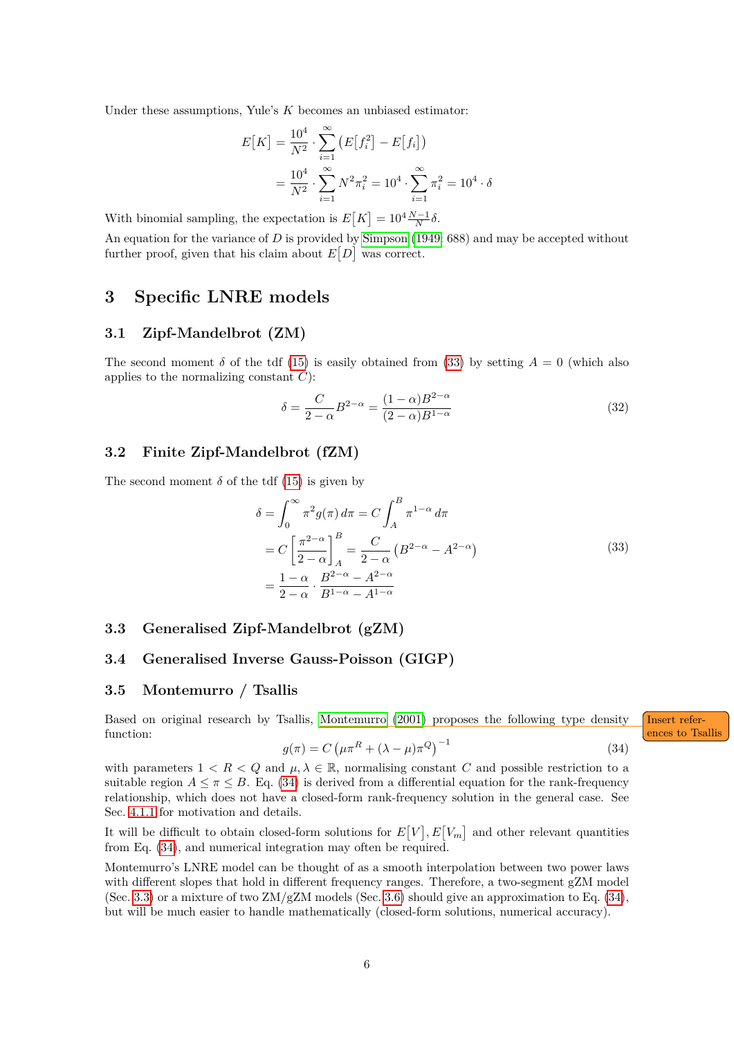Under these assumptions, Yule's $K$ becomes an unbiased estimator:

$$E\big[K\big] = \frac{10^4}{N^2} \cdot \sum_{i=1}^{\infty} \big(E\big[f_i^2\big] - E\big[f_i\big]\big)$$
$$= \frac{10^4}{N^2} \cdot \sum_{i=1}^{\infty} N^2 \pi_i^2 = 10^4 \cdot \sum_{i=1}^{\infty} \pi_i^2 = 10^4 \cdot \delta$$

With binomial sampling, the expectation is $E\big[K\big] = 10^4 \frac{N-1}{N} \delta$.

An equation for the variance of $D$ is provided by Simpson (1949: 688) and may be accepted without further proof, given that his claim about $E\big[D\big]$ was correct.

## 3 Specific LNRE models

### 3.1 Zipf-Mandelbrot (ZM)

The second moment $\delta$ of the tdf (15) is easily obtained from (33) by setting $A = 0$ (which also applies to the normalizing constant $C$):

$$\delta = \frac{C}{2-\alpha} B^{2-\alpha} = \frac{(1-\alpha) B^{2-\alpha}}{(2-\alpha) B^{1-\alpha}} \tag{32}$$

### 3.2 Finite Zipf-Mandelbrot (fZM)

The second moment $\delta$ of the tdf (15) is given by

$$\begin{aligned}
\delta &= \int_0^{\infty} \pi^2 g(\pi)\, d\pi = C \int_A^B \pi^{1-\alpha}\, d\pi \\
&= C \left[ \frac{\pi^{2-\alpha}}{2-\alpha} \right]_A^B = \frac{C}{2-\alpha} \left( B^{2-\alpha} - A^{2-\alpha} \right) \\
&= \frac{1-\alpha}{2-\alpha} \cdot \frac{B^{2-\alpha} - A^{2-\alpha}}{B^{1-\alpha} - A^{1-\alpha}}
\end{aligned} \tag{33}$$

### 3.3 Generalised Zipf-Mandelbrot (gZM)

### 3.4 Generalised Inverse Gauss-Poisson (GIGP)

### 3.5 Montemurro / Tsallis

Based on original research by Tsallis, Montemurro (2001) proposes the following type density function:

Insert references to Tsallis

$$g(\pi) = C \left( \mu \pi^R + (\lambda - \mu) \pi^Q \right)^{-1} \tag{34}$$

with parameters $1 < R < Q$ and $\mu, \lambda \in \mathbb{R}$, normalising constant $C$ and possible restriction to a suitable region $A \leq \pi \leq B$. Eq. (34) is derived from a differential equation for the rank-frequency relationship, which does not have a closed-form rank-frequency solution in the general case. See Sec. 4.1.1 for motivation and details.

It will be difficult to obtain closed-form solutions for $E\big[V\big], E\big[V_m\big]$ and other relevant quantities from Eq. (34), and numerical integration may often be required.

Montemurro's LNRE model can be thought of as a smooth interpolation between two power laws with different slopes that hold in different frequency ranges. Therefore, a two-segment gZM model (Sec. 3.3) or a mixture of two ZM/gZM models (Sec. 3.6) should give an approximation to Eq. (34), but will be much easier to handle mathematically (closed-form solutions, numerical accuracy).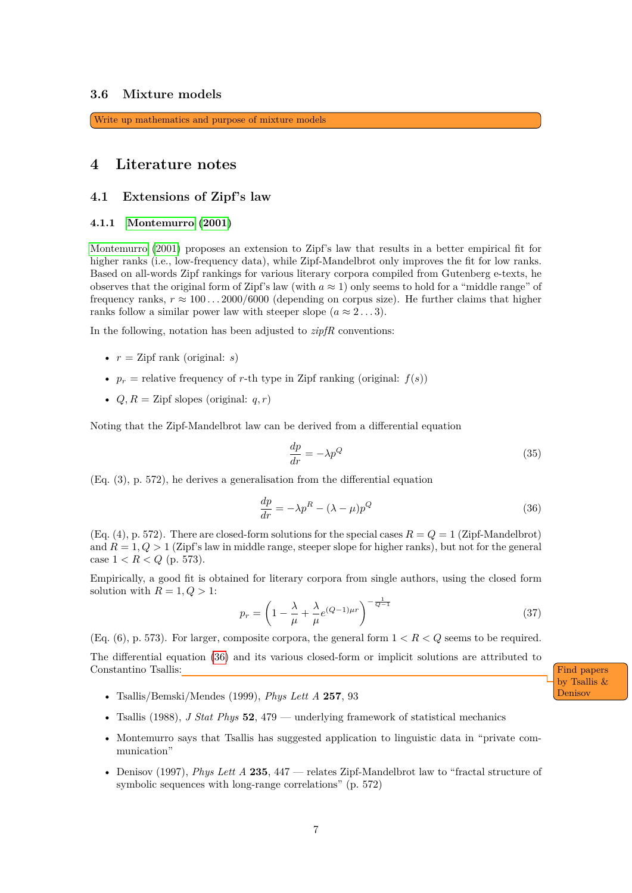### 3.6 Mixture models

Write up mathematics and purpose of mixture models

## 4 Literature notes

### 4.1 Extensions of Zipf's law

#### 4.1.1 Montemurro (2001)

Montemurro (2001) proposes an extension to Zipf's law that results in a better empirical fit for higher ranks (i.e., low-frequency data), while Zipf-Mandelbrot only improves the fit for low ranks. Based on all-words Zipf rankings for various literary corpora compiled from Gutenberg e-texts, he observes that the original form of Zipf's law (with $a \approx 1$) only seems to hold for a "middle range" of frequency ranks, $r \approx 100 \ldots 2000/6000$ (depending on corpus size). He further claims that higher ranks follow a similar power law with steeper slope ($a \approx 2 \ldots 3$).

In the following, notation has been adjusted to *zipfR* conventions:

- $r$ = Zipf rank (original: $s$)
- $p_r$ = relative frequency of $r$-th type in Zipf ranking (original: $f(s)$)
- $Q, R$ = Zipf slopes (original: $q, r$)

Noting that the Zipf-Mandelbrot law can be derived from a differential equation

$$\frac{dp}{dr} = -\lambda p^Q \tag{35}$$

(Eq. (3), p. 572), he derives a generalisation from the differential equation

$$\frac{dp}{dr} = -\lambda p^R - (\lambda - \mu) p^Q \tag{36}$$

(Eq. (4), p. 572). There are closed-form solutions for the special cases $R = Q = 1$ (Zipf-Mandelbrot) and $R = 1, Q > 1$ (Zipf's law in middle range, steeper slope for higher ranks), but not for the general case $1 < R < Q$ (p. 573).

Empirically, a good fit is obtained for literary corpora from single authors, using the closed form solution with $R = 1, Q > 1$:

$$p_r = \left( 1 - \frac{\lambda}{\mu} + \frac{\lambda}{\mu} e^{(Q-1)\mu r} \right)^{-\frac{1}{Q-1}} \tag{37}$$

(Eq. (6), p. 573). For larger, composite corpora, the general form $1 < R < Q$ seems to be required.

The differential equation (36) and its various closed-form or implicit solutions are attributed to Constantino Tsallis:

Find papers by Tsallis & Denisov

- Tsallis/Bemski/Mendes (1999), *Phys Lett A* **257**, 93
- Tsallis (1988), *J Stat Phys* **52**, 479 — underlying framework of statistical mechanics
- Montemurro says that Tsallis has suggested application to linguistic data in "private communication"
- Denisov (1997), *Phys Lett A* **235**, 447 — relates Zipf-Mandelbrot law to "fractal structure of symbolic sequences with long-range correlations" (p. 572)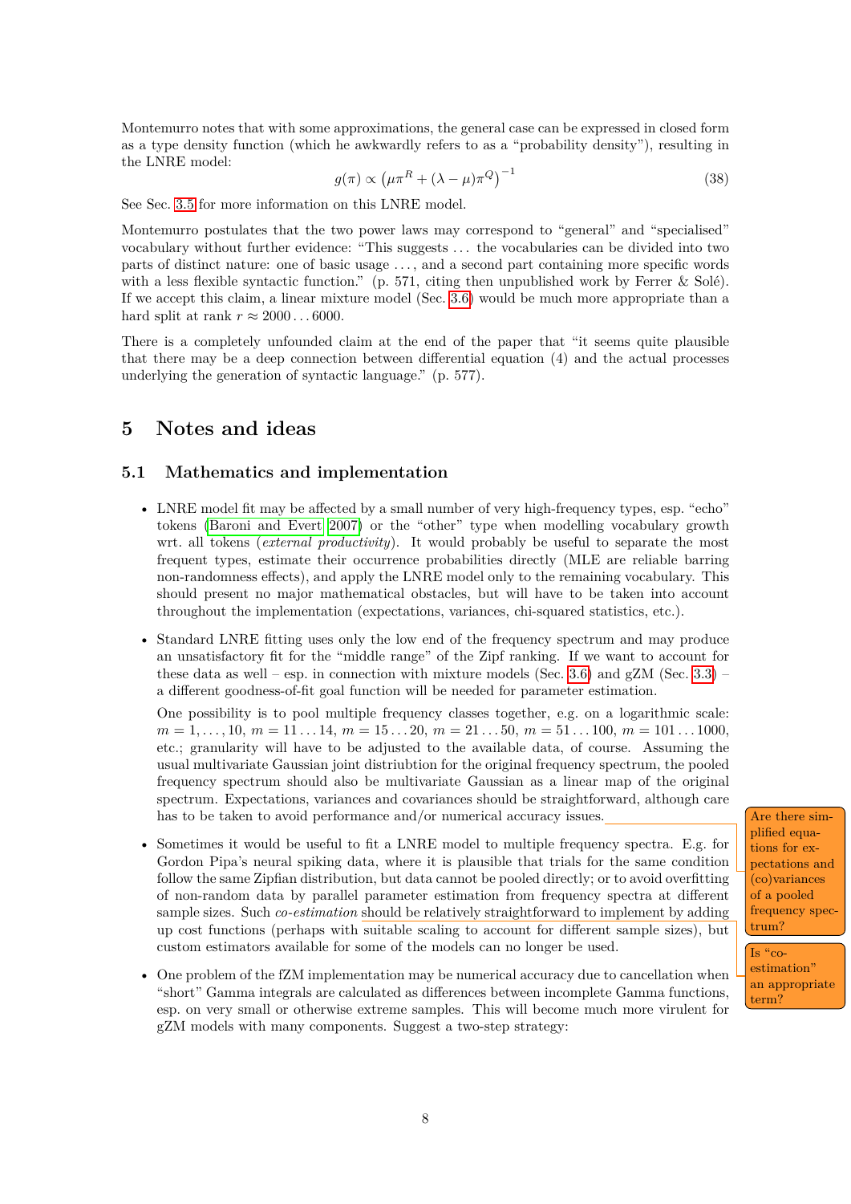Montemurro notes that with some approximations, the general case can be expressed in closed form as a type density function (which he awkwardly refers to as a "probability density"), resulting in the LNRE model:

$$g(\pi) \propto \left(\mu\pi^R + (\lambda - \mu)\pi^Q\right)^{-1} \tag{38}$$

See Sec. 3.5 for more information on this LNRE model.

Montemurro postulates that the two power laws may correspond to "general" and "specialised" vocabulary without further evidence: "This suggests … the vocabularies can be divided into two parts of distinct nature: one of basic usage …, and a second part containing more specific words with a less flexible syntactic function." (p. 571, citing then unpublished work by Ferrer & Solé). If we accept this claim, a linear mixture model (Sec. 3.6) would be much more appropriate than a hard split at rank $r \approx 2000 \ldots 6000$.

There is a completely unfounded claim at the end of the paper that "it seems quite plausible that there may be a deep connection between differential equation (4) and the actual processes underlying the generation of syntactic language." (p. 577).

# 5 Notes and ideas

## 5.1 Mathematics and implementation

- LNRE model fit may be affected by a small number of very high-frequency types, esp. "echo" tokens (Baroni and Evert 2007) or the "other" type when modelling vocabulary growth wrt. all tokens (*external productivity*). It would probably be useful to separate the most frequent types, estimate their occurrence probabilities directly (MLE are reliable barring non-randomness effects), and apply the LNRE model only to the remaining vocabulary. This should present no major mathematical obstacles, but will have to be taken into account throughout the implementation (expectations, variances, chi-squared statistics, etc.).

- Standard LNRE fitting uses only the low end of the frequency spectrum and may produce an unsatisfactory fit for the "middle range" of the Zipf ranking. If we want to account for these data as well – esp. in connection with mixture models (Sec. 3.6) and gZM (Sec. 3.3) – a different goodness-of-fit goal function will be needed for parameter estimation.

  One possibility is to pool multiple frequency classes together, e.g. on a logarithmic scale: $m = 1, \ldots, 10$, $m = 11 \ldots 14$, $m = 15 \ldots 20$, $m = 21 \ldots 50$, $m = 51 \ldots 100$, $m = 101 \ldots 1000$, etc.; granularity will have to be adjusted to the available data, of course. Assuming the usual multivariate Gaussian joint distriubtion for the original frequency spectrum, the pooled frequency spectrum should also be multivariate Gaussian as a linear map of the original spectrum. Expectations, variances and covariances should be straightforward, although care has to be taken to avoid performance and/or numerical accuracy issues.

  [Margin note: Are there simplified equations for expectations and (co)variances of a pooled frequency spectrum?]

- Sometimes it would be useful to fit a LNRE model to multiple frequency spectra. E.g. for Gordon Pipa's neural spiking data, where it is plausible that trials for the same condition follow the same Zipfian distribution, but data cannot be pooled directly; or to avoid overfitting of non-random data by parallel parameter estimation from frequency spectra at different sample sizes. Such *co-estimation* should be relatively straightforward to implement by adding up cost functions (perhaps with suitable scaling to account for different sample sizes), but custom estimators available for some of the models can no longer be used.

  [Margin note: Is "co-estimation" an appropriate term?]

- One problem of the fZM implementation may be numerical accuracy due to cancellation when "short" Gamma integrals are calculated as differences between incomplete Gamma functions, esp. on very small or otherwise extreme samples. This will become much more virulent for gZM models with many components. Suggest a two-step strategy: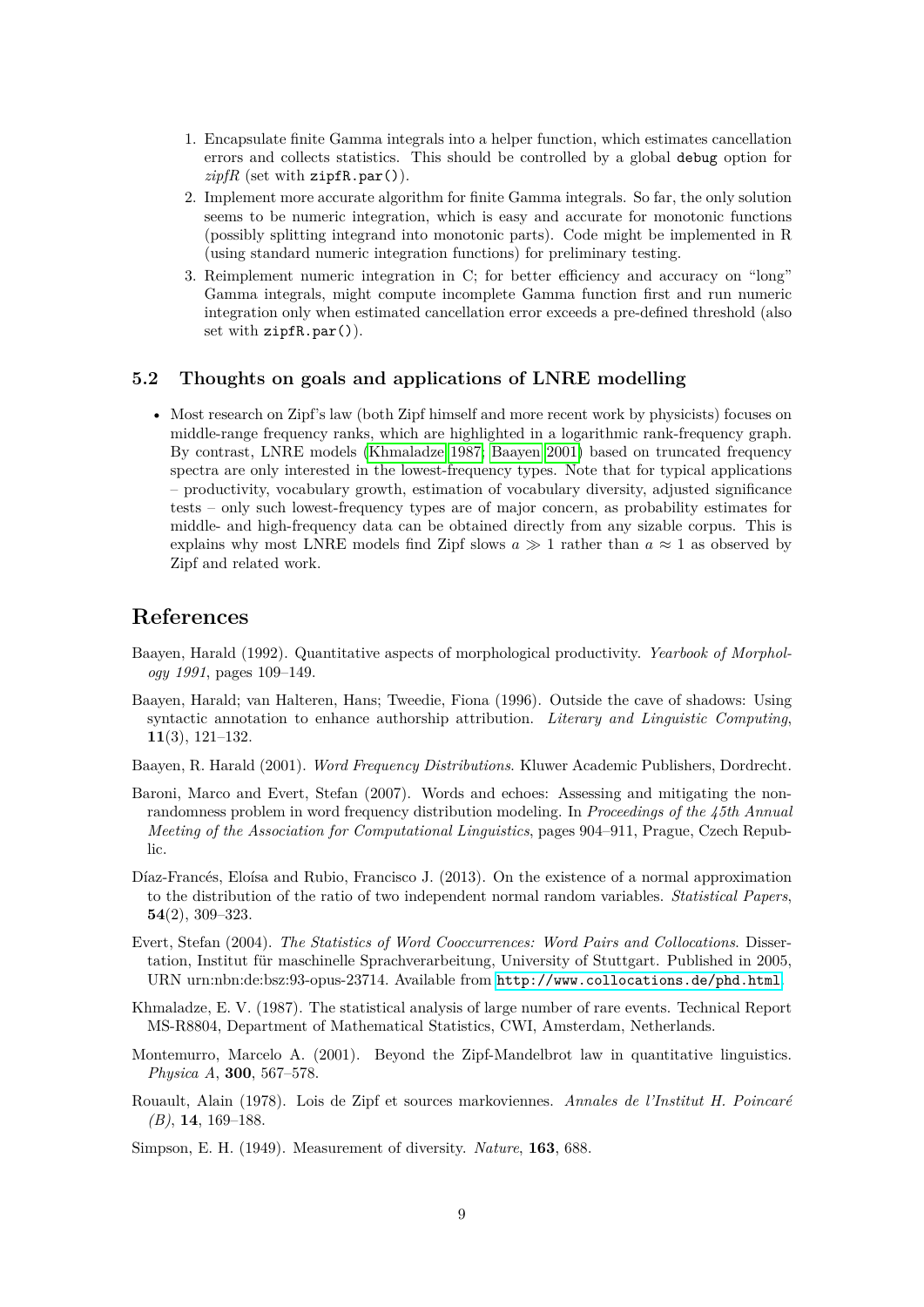1. Encapsulate finite Gamma integrals into a helper function, which estimates cancellation errors and collects statistics. This should be controlled by a global `debug` option for *zipfR* (set with `zipfR.par()`).
2. Implement more accurate algorithm for finite Gamma integrals. So far, the only solution seems to be numeric integration, which is easy and accurate for monotonic functions (possibly splitting integrand into monotonic parts). Code might be implemented in R (using standard numeric integration functions) for preliminary testing.
3. Reimplement numeric integration in C; for better efficiency and accuracy on "long" Gamma integrals, might compute incomplete Gamma function first and run numeric integration only when estimated cancellation error exceeds a pre-defined threshold (also set with `zipfR.par()`).

### 5.2 Thoughts on goals and applications of LNRE modelling

- Most research on Zipf's law (both Zipf himself and more recent work by physicists) focuses on middle-range frequency ranks, which are highlighted in a logarithmic rank-frequency graph. By contrast, LNRE models (Khmaladze 1987; Baayen 2001) based on truncated frequency spectra are only interested in the lowest-frequency types. Note that for typical applications – productivity, vocabulary growth, estimation of vocabulary diversity, adjusted significance tests – only such lowest-frequency types are of major concern, as probability estimates for middle- and high-frequency data can be obtained directly from any sizable corpus. This is explains why most LNRE models find Zipf slows $a \gg 1$ rather than $a \approx 1$ as observed by Zipf and related work.

## References

Baayen, Harald (1992). Quantitative aspects of morphological productivity. *Yearbook of Morphology 1991*, pages 109–149.

Baayen, Harald; van Halteren, Hans; Tweedie, Fiona (1996). Outside the cave of shadows: Using syntactic annotation to enhance authorship attribution. *Literary and Linguistic Computing*, **11**(3), 121–132.

Baayen, R. Harald (2001). *Word Frequency Distributions*. Kluwer Academic Publishers, Dordrecht.

Baroni, Marco and Evert, Stefan (2007). Words and echoes: Assessing and mitigating the non-randomness problem in word frequency distribution modeling. In *Proceedings of the 45th Annual Meeting of the Association for Computational Linguistics*, pages 904–911, Prague, Czech Republic.

Díaz-Francés, Eloísa and Rubio, Francisco J. (2013). On the existence of a normal approximation to the distribution of the ratio of two independent normal random variables. *Statistical Papers*, **54**(2), 309–323.

Evert, Stefan (2004). *The Statistics of Word Cooccurrences: Word Pairs and Collocations*. Dissertation, Institut für maschinelle Sprachverarbeitung, University of Stuttgart. Published in 2005, URN urn:nbn:de:bsz:93-opus-23714. Available from `http://www.collocations.de/phd.html`.

Khmaladze, E. V. (1987). The statistical analysis of large number of rare events. Technical Report MS-R8804, Department of Mathematical Statistics, CWI, Amsterdam, Netherlands.

Montemurro, Marcelo A. (2001). Beyond the Zipf-Mandelbrot law in quantitative linguistics. *Physica A*, **300**, 567–578.

Rouault, Alain (1978). Lois de Zipf et sources markoviennes. *Annales de l'Institut H. Poincaré (B)*, **14**, 169–188.

Simpson, E. H. (1949). Measurement of diversity. *Nature*, **163**, 688.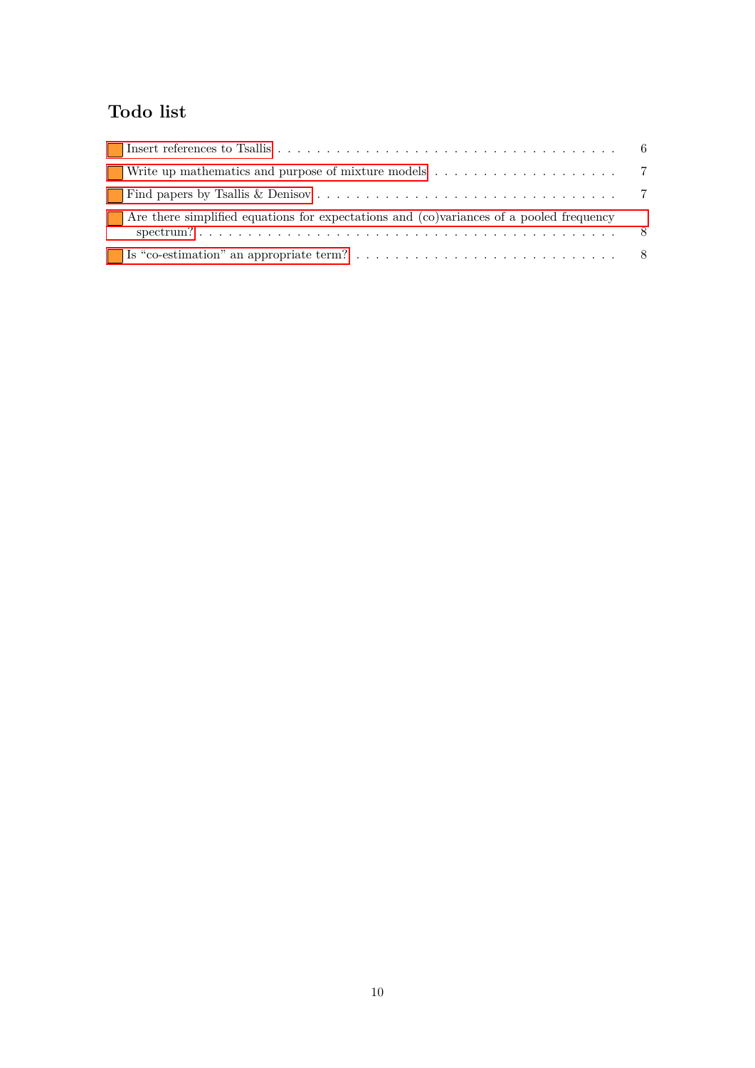## Todo list

- Insert references to Tsallis . . . 6
- Write up mathematics and purpose of mixture models . . . 7
- Find papers by Tsallis & Denisov . . . 7
- Are there simplified equations for expectations and (co)variances of a pooled frequency spectrum? . . . 8
- Is “co-estimation” an appropriate term? . . . 8